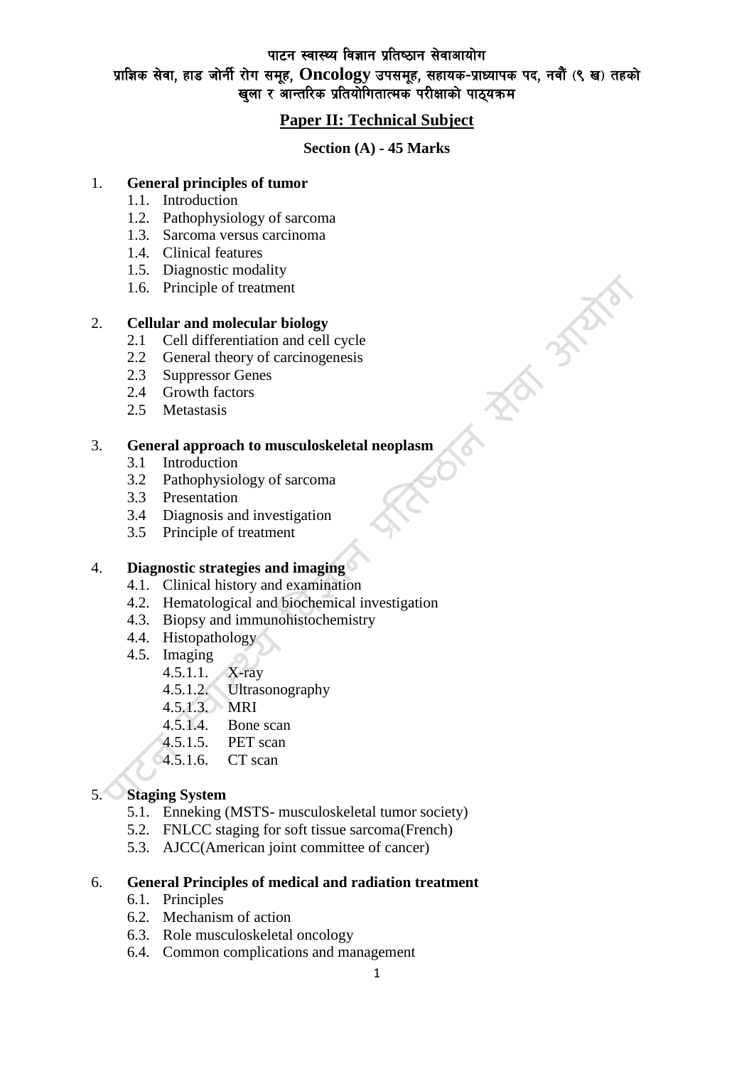पाटन स्वास्थ्य विज्ञान प्रतिष्ठान सेवाआयोग

प्राज्ञिक सेवा, हाड जोर्नी रोग समूह, **Oncology** उपसमूह, सहायक-प्राध्यापक पद, नवौं (९ ख) तहको खुला र आन्तरिक प्रतियोगितात्मक परीक्षाको पाठ्यक्रम

## Paper II: Technical Subject

### Section (A) - 45 Marks

1. **General principles of tumor**
   - 1.1. Introduction
   - 1.2. Pathophysiology of sarcoma
   - 1.3. Sarcoma versus carcinoma
   - 1.4. Clinical features
   - 1.5. Diagnostic modality
   - 1.6. Principle of treatment

2. **Cellular and molecular biology**
   - 2.1 Cell differentiation and cell cycle
   - 2.2 General theory of carcinogenesis
   - 2.3 Suppressor Genes
   - 2.4 Growth factors
   - 2.5 Metastasis

3. **General approach to musculoskeletal neoplasm**
   - 3.1 Introduction
   - 3.2 Pathophysiology of sarcoma
   - 3.3 Presentation
   - 3.4 Diagnosis and investigation
   - 3.5 Principle of treatment

4. **Diagnostic strategies and imaging**
   - 4.1. Clinical history and examination
   - 4.2. Hematological and biochemical investigation
   - 4.3. Biopsy and immunohistochemistry
   - 4.4. Histopathology
   - 4.5. Imaging
     - 4.5.1.1. X-ray
     - 4.5.1.2. Ultrasonography
     - 4.5.1.3. MRI
     - 4.5.1.4. Bone scan
     - 4.5.1.5. PET scan
     - 4.5.1.6. CT scan

5. **Staging System**
   - 5.1. Enneking (MSTS- musculoskeletal tumor society)
   - 5.2. FNLCC staging for soft tissue sarcoma(French)
   - 5.3. AJCC(American joint committee of cancer)

6. **General Principles of medical and radiation treatment**
   - 6.1. Principles
   - 6.2. Mechanism of action
   - 6.3. Role musculoskeletal oncology
   - 6.4. Common complications and management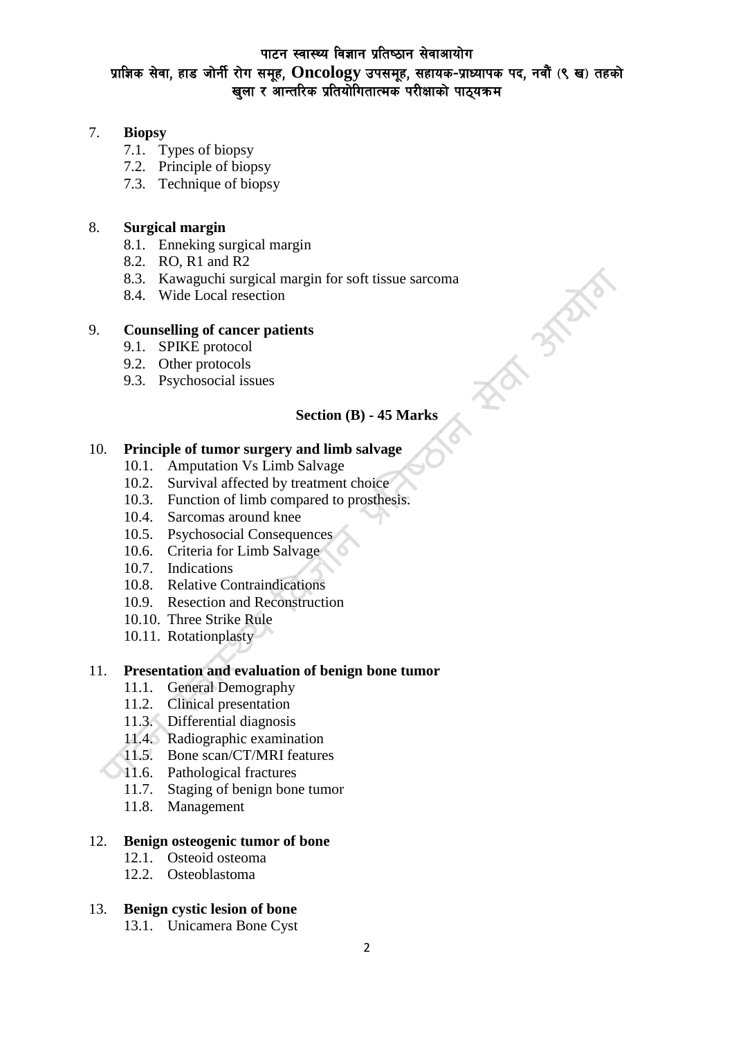7. **Biopsy**
    - 7.1. Types of biopsy
    - 7.2. Principle of biopsy
    - 7.3. Technique of biopsy

8. **Surgical margin**
    - 8.1. Enneking surgical margin
    - 8.2. RO, R1 and R2
    - 8.3. Kawaguchi surgical margin for soft tissue sarcoma
    - 8.4. Wide Local resection

9. **Counselling of cancer patients**
    - 9.1. SPIKE protocol
    - 9.2. Other protocols
    - 9.3. Psychosocial issues

## Section (B) - 45 Marks

10. **Principle of tumor surgery and limb salvage**
    - 10.1. Amputation Vs Limb Salvage
    - 10.2. Survival affected by treatment choice
    - 10.3. Function of limb compared to prosthesis.
    - 10.4. Sarcomas around knee
    - 10.5. Psychosocial Consequences
    - 10.6. Criteria for Limb Salvage
    - 10.7. Indications
    - 10.8. Relative Contraindications
    - 10.9. Resection and Reconstruction
    - 10.10. Three Strike Rule
    - 10.11. Rotationplasty

11. **Presentation and evaluation of benign bone tumor**
    - 11.1. General Demography
    - 11.2. Clinical presentation
    - 11.3. Differential diagnosis
    - 11.4. Radiographic examination
    - 11.5. Bone scan/CT/MRI features
    - 11.6. Pathological fractures
    - 11.7. Staging of benign bone tumor
    - 11.8. Management

12. **Benign osteogenic tumor of bone**
    - 12.1. Osteoid osteoma
    - 12.2. Osteoblastoma

13. **Benign cystic lesion of bone**
    - 13.1. Unicamera Bone Cyst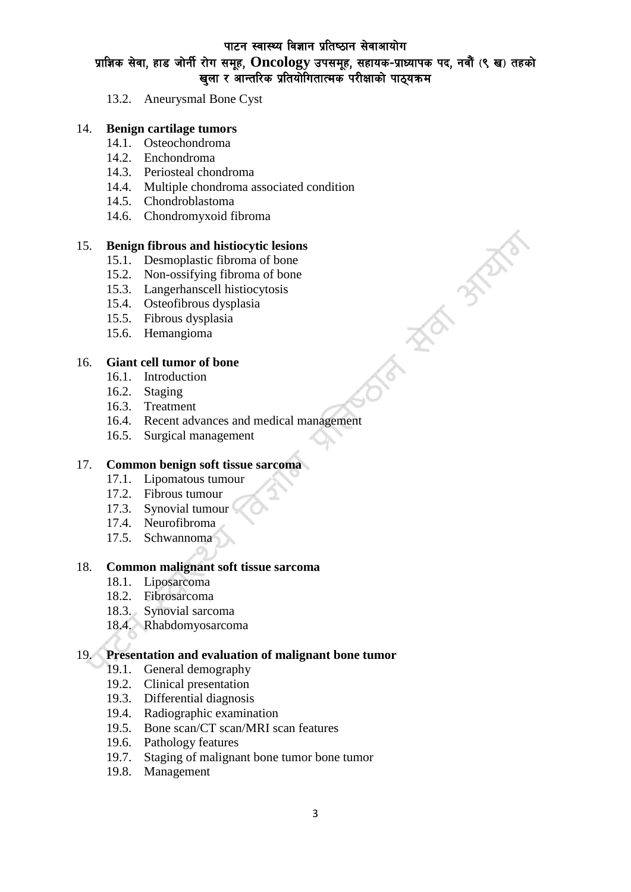13.2. Aneurysmal Bone Cyst

14. **Benign cartilage tumors**
    14.1. Osteochondroma
    14.2. Enchondroma
    14.3. Periosteal chondroma
    14.4. Multiple chondroma associated condition
    14.5. Chondroblastoma
    14.6. Chondromyxoid fibroma

15. **Benign fibrous and histiocytic lesions**
    15.1. Desmoplastic fibroma of bone
    15.2. Non-ossifying fibroma of bone
    15.3. Langerhanscell histiocytosis
    15.4. Osteofibrous dysplasia
    15.5. Fibrous dysplasia
    15.6. Hemangioma

16. **Giant cell tumor of bone**
    16.1. Introduction
    16.2. Staging
    16.3. Treatment
    16.4. Recent advances and medical management
    16.5. Surgical management

17. **Common benign soft tissue sarcoma**
    17.1. Lipomatous tumour
    17.2. Fibrous tumour
    17.3. Synovial tumour
    17.4. Neurofibroma
    17.5. Schwannoma

18. **Common malignant soft tissue sarcoma**
    18.1. Liposarcoma
    18.2. Fibrosarcoma
    18.3. Synovial sarcoma
    18.4. Rhabdomyosarcoma

19. **Presentation and evaluation of malignant bone tumor**
    19.1. General demography
    19.2. Clinical presentation
    19.3. Differential diagnosis
    19.4. Radiographic examination
    19.5. Bone scan/CT scan/MRI scan features
    19.6. Pathology features
    19.7. Staging of malignant bone tumor bone tumor
    19.8. Management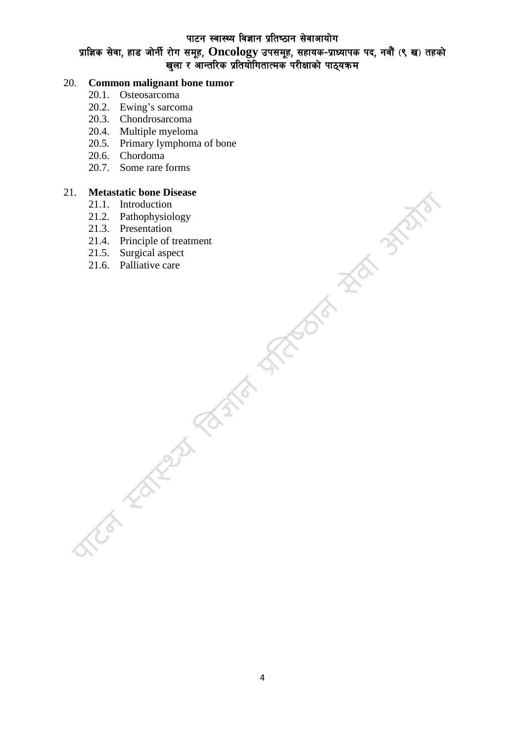20. **Common malignant bone tumor**
    - 20.1. Osteosarcoma
    - 20.2. Ewing's sarcoma
    - 20.3. Chondrosarcoma
    - 20.4. Multiple myeloma
    - 20.5. Primary lymphoma of bone
    - 20.6. Chordoma
    - 20.7. Some rare forms

21. **Metastatic bone Disease**
    - 21.1. Introduction
    - 21.2. Pathophysiology
    - 21.3. Presentation
    - 21.4. Principle of treatment
    - 21.5. Surgical aspect
    - 21.6. Palliative care